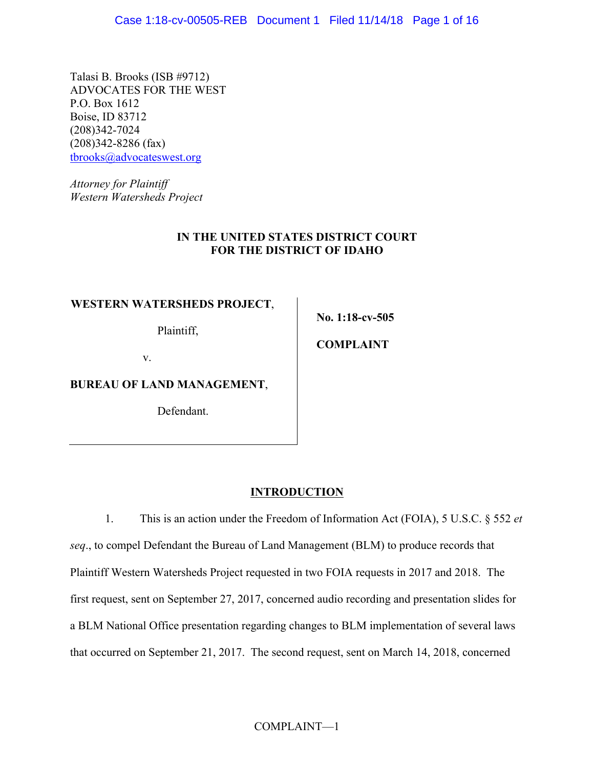Talasi B. Brooks (ISB #9712)
ADVOCATES FOR THE WEST
P.O. Box 1612
Boise, ID 83712
(208)342-7024
(208)342-8286 (fax)
tbrooks@advocateswest.org

*Attorney for Plaintiff*
*Western Watersheds Project*

**IN THE UNITED STATES DISTRICT COURT**
**FOR THE DISTRICT OF IDAHO**

| | |
|---|---|
| **WESTERN WATERSHEDS PROJECT**,<br><br>Plaintiff,<br><br>v.<br><br>**BUREAU OF LAND MANAGEMENT**,<br><br>Defendant. | **No. 1:18-cv-505**<br><br>**COMPLAINT** |

## INTRODUCTION

1. This is an action under the Freedom of Information Act (FOIA), 5 U.S.C. § 552 *et seq*., to compel Defendant the Bureau of Land Management (BLM) to produce records that Plaintiff Western Watersheds Project requested in two FOIA requests in 2017 and 2018. The first request, sent on September 27, 2017, concerned audio recording and presentation slides for a BLM National Office presentation regarding changes to BLM implementation of several laws that occurred on September 21, 2017. The second request, sent on March 14, 2018, concerned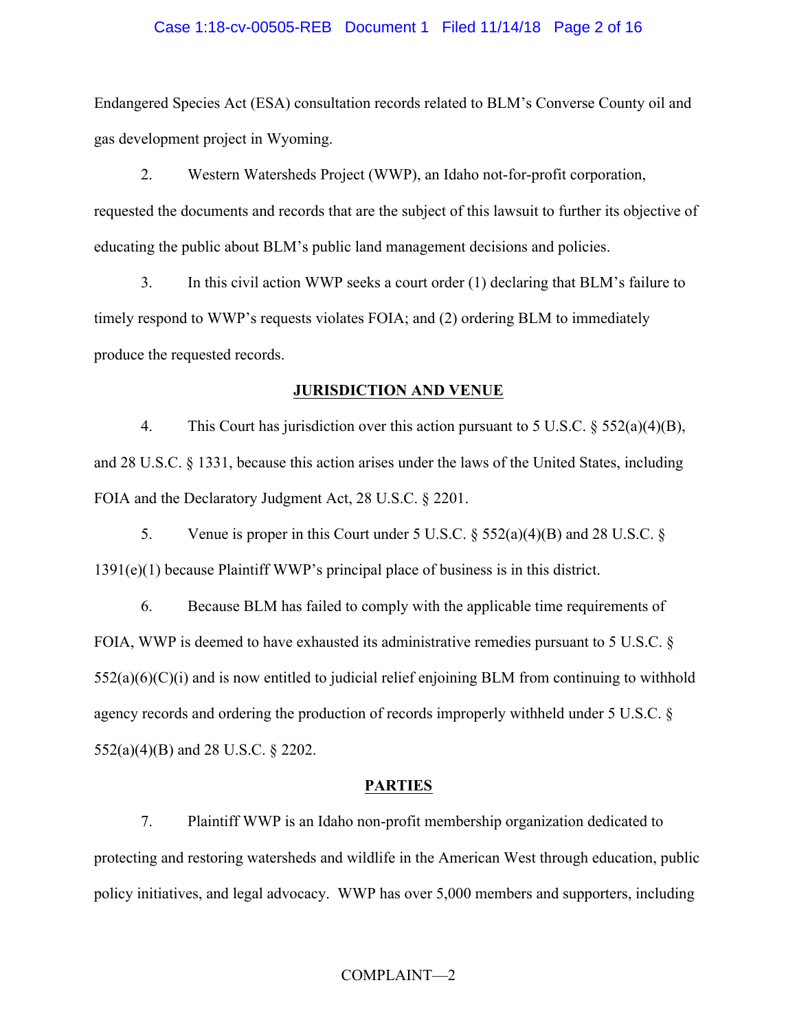Endangered Species Act (ESA) consultation records related to BLM's Converse County oil and gas development project in Wyoming.

2. Western Watersheds Project (WWP), an Idaho not-for-profit corporation, requested the documents and records that are the subject of this lawsuit to further its objective of educating the public about BLM's public land management decisions and policies.

3. In this civil action WWP seeks a court order (1) declaring that BLM's failure to timely respond to WWP's requests violates FOIA; and (2) ordering BLM to immediately produce the requested records.

## JURISDICTION AND VENUE

4. This Court has jurisdiction over this action pursuant to 5 U.S.C. § 552(a)(4)(B), and 28 U.S.C. § 1331, because this action arises under the laws of the United States, including FOIA and the Declaratory Judgment Act, 28 U.S.C. § 2201.

5. Venue is proper in this Court under 5 U.S.C. § 552(a)(4)(B) and 28 U.S.C. § 1391(e)(1) because Plaintiff WWP's principal place of business is in this district.

6. Because BLM has failed to comply with the applicable time requirements of FOIA, WWP is deemed to have exhausted its administrative remedies pursuant to 5 U.S.C. § 552(a)(6)(C)(i) and is now entitled to judicial relief enjoining BLM from continuing to withhold agency records and ordering the production of records improperly withheld under 5 U.S.C. § 552(a)(4)(B) and 28 U.S.C. § 2202.

## PARTIES

7. Plaintiff WWP is an Idaho non-profit membership organization dedicated to protecting and restoring watersheds and wildlife in the American West through education, public policy initiatives, and legal advocacy. WWP has over 5,000 members and supporters, including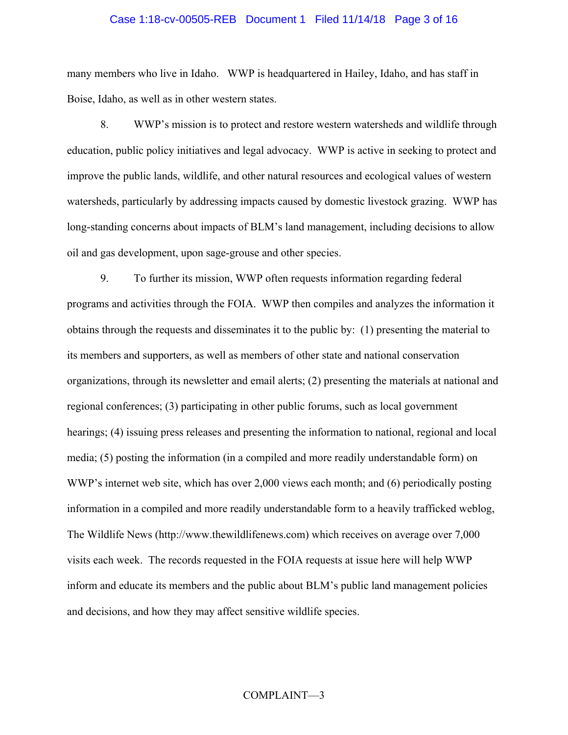many members who live in Idaho. WWP is headquartered in Hailey, Idaho, and has staff in Boise, Idaho, as well as in other western states.

8. WWP's mission is to protect and restore western watersheds and wildlife through education, public policy initiatives and legal advocacy. WWP is active in seeking to protect and improve the public lands, wildlife, and other natural resources and ecological values of western watersheds, particularly by addressing impacts caused by domestic livestock grazing. WWP has long-standing concerns about impacts of BLM's land management, including decisions to allow oil and gas development, upon sage-grouse and other species.

9. To further its mission, WWP often requests information regarding federal programs and activities through the FOIA. WWP then compiles and analyzes the information it obtains through the requests and disseminates it to the public by: (1) presenting the material to its members and supporters, as well as members of other state and national conservation organizations, through its newsletter and email alerts; (2) presenting the materials at national and regional conferences; (3) participating in other public forums, such as local government hearings; (4) issuing press releases and presenting the information to national, regional and local media; (5) posting the information (in a compiled and more readily understandable form) on WWP's internet web site, which has over 2,000 views each month; and (6) periodically posting information in a compiled and more readily understandable form to a heavily trafficked weblog, The Wildlife News (http://www.thewildlifenews.com) which receives on average over 7,000 visits each week. The records requested in the FOIA requests at issue here will help WWP inform and educate its members and the public about BLM's public land management policies and decisions, and how they may affect sensitive wildlife species.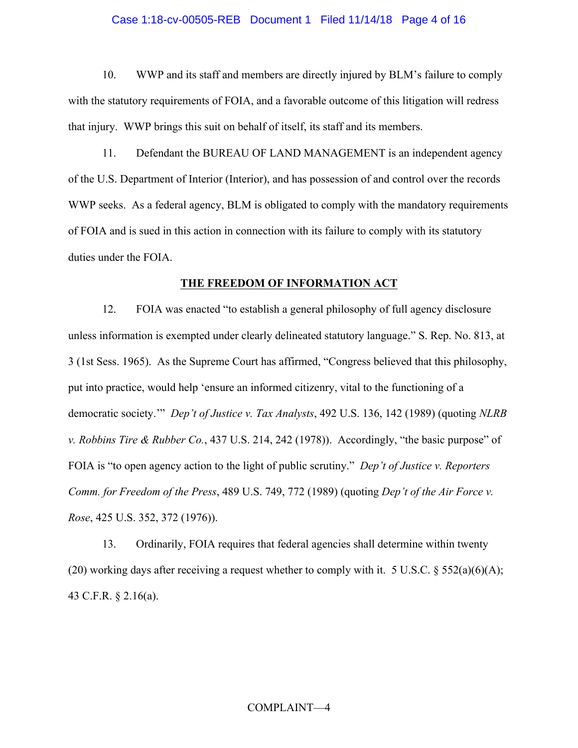10. WWP and its staff and members are directly injured by BLM's failure to comply with the statutory requirements of FOIA, and a favorable outcome of this litigation will redress that injury. WWP brings this suit on behalf of itself, its staff and its members.

11. Defendant the BUREAU OF LAND MANAGEMENT is an independent agency of the U.S. Department of Interior (Interior), and has possession of and control over the records WWP seeks. As a federal agency, BLM is obligated to comply with the mandatory requirements of FOIA and is sued in this action in connection with its failure to comply with its statutory duties under the FOIA.

## THE FREEDOM OF INFORMATION ACT

12. FOIA was enacted "to establish a general philosophy of full agency disclosure unless information is exempted under clearly delineated statutory language." S. Rep. No. 813, at 3 (1st Sess. 1965). As the Supreme Court has affirmed, "Congress believed that this philosophy, put into practice, would help 'ensure an informed citizenry, vital to the functioning of a democratic society.'" *Dep't of Justice v. Tax Analysts*, 492 U.S. 136, 142 (1989) (quoting *NLRB v. Robbins Tire & Rubber Co.*, 437 U.S. 214, 242 (1978)). Accordingly, "the basic purpose" of FOIA is "to open agency action to the light of public scrutiny." *Dep't of Justice v. Reporters Comm. for Freedom of the Press*, 489 U.S. 749, 772 (1989) (quoting *Dep't of the Air Force v. Rose*, 425 U.S. 352, 372 (1976)).

13. Ordinarily, FOIA requires that federal agencies shall determine within twenty (20) working days after receiving a request whether to comply with it. 5 U.S.C. § 552(a)(6)(A); 43 C.F.R. § 2.16(a).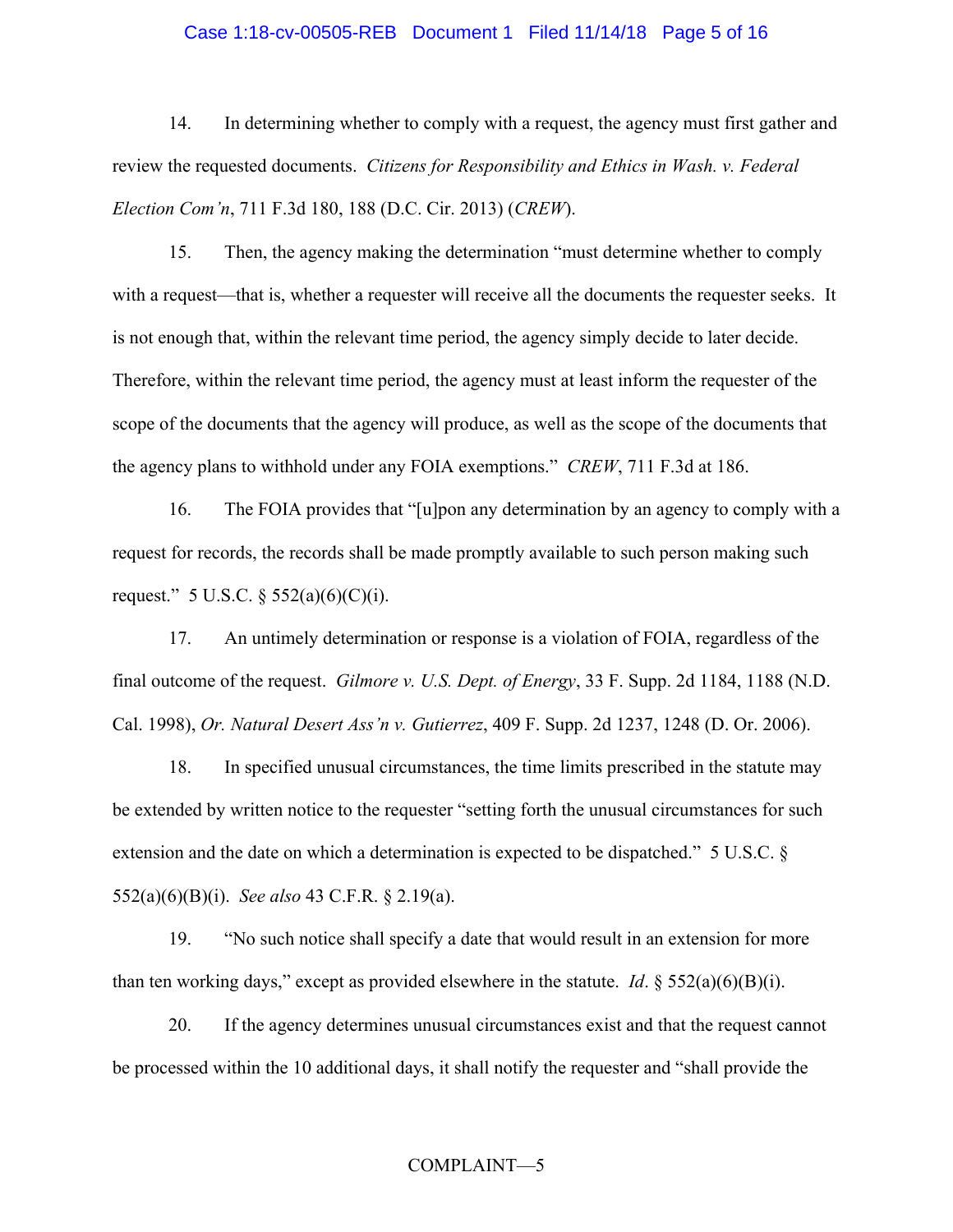14. In determining whether to comply with a request, the agency must first gather and review the requested documents. *Citizens for Responsibility and Ethics in Wash. v. Federal Election Com'n*, 711 F.3d 180, 188 (D.C. Cir. 2013) (*CREW*).

15. Then, the agency making the determination "must determine whether to comply with a request—that is, whether a requester will receive all the documents the requester seeks. It is not enough that, within the relevant time period, the agency simply decide to later decide. Therefore, within the relevant time period, the agency must at least inform the requester of the scope of the documents that the agency will produce, as well as the scope of the documents that the agency plans to withhold under any FOIA exemptions." *CREW*, 711 F.3d at 186.

16. The FOIA provides that "[u]pon any determination by an agency to comply with a request for records, the records shall be made promptly available to such person making such request." 5 U.S.C. § 552(a)(6)(C)(i).

17. An untimely determination or response is a violation of FOIA, regardless of the final outcome of the request. *Gilmore v. U.S. Dept. of Energy*, 33 F. Supp. 2d 1184, 1188 (N.D. Cal. 1998), *Or. Natural Desert Ass'n v. Gutierrez*, 409 F. Supp. 2d 1237, 1248 (D. Or. 2006).

18. In specified unusual circumstances, the time limits prescribed in the statute may be extended by written notice to the requester "setting forth the unusual circumstances for such extension and the date on which a determination is expected to be dispatched." 5 U.S.C. § 552(a)(6)(B)(i). *See also* 43 C.F.R. § 2.19(a).

19. "No such notice shall specify a date that would result in an extension for more than ten working days," except as provided elsewhere in the statute. *Id*. § 552(a)(6)(B)(i).

20. If the agency determines unusual circumstances exist and that the request cannot be processed within the 10 additional days, it shall notify the requester and "shall provide the

COMPLAINT—5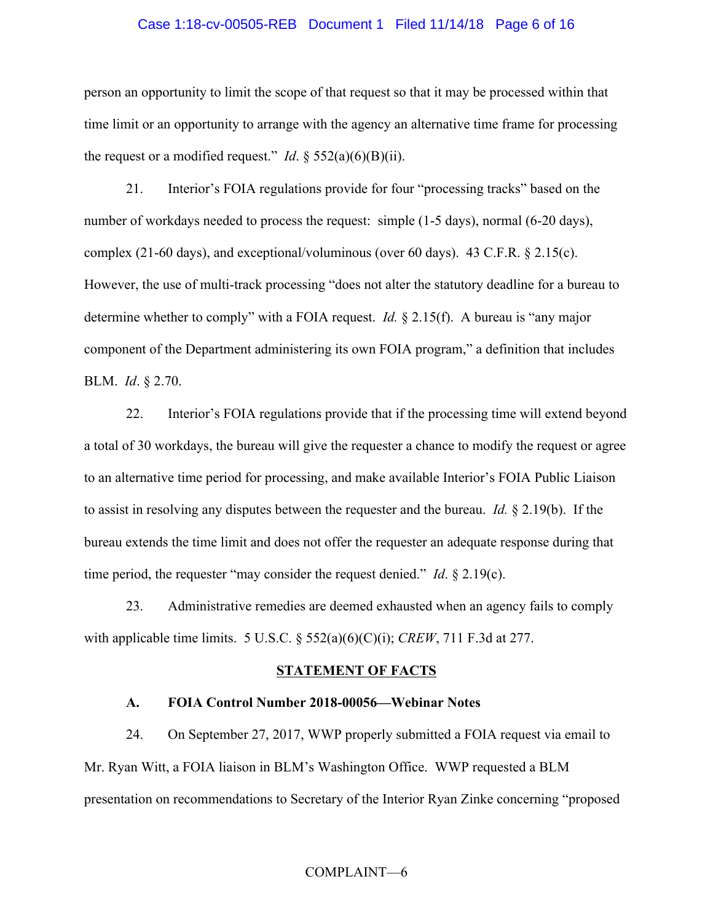person an opportunity to limit the scope of that request so that it may be processed within that time limit or an opportunity to arrange with the agency an alternative time frame for processing the request or a modified request." *Id*. § 552(a)(6)(B)(ii).

21. Interior's FOIA regulations provide for four "processing tracks" based on the number of workdays needed to process the request: simple (1-5 days), normal (6-20 days), complex (21-60 days), and exceptional/voluminous (over 60 days). 43 C.F.R. § 2.15(c). However, the use of multi-track processing "does not alter the statutory deadline for a bureau to determine whether to comply" with a FOIA request. *Id.* § 2.15(f). A bureau is "any major component of the Department administering its own FOIA program," a definition that includes BLM. *Id*. § 2.70.

22. Interior's FOIA regulations provide that if the processing time will extend beyond a total of 30 workdays, the bureau will give the requester a chance to modify the request or agree to an alternative time period for processing, and make available Interior's FOIA Public Liaison to assist in resolving any disputes between the requester and the bureau. *Id.* § 2.19(b). If the bureau extends the time limit and does not offer the requester an adequate response during that time period, the requester "may consider the request denied." *Id*. § 2.19(c).

23. Administrative remedies are deemed exhausted when an agency fails to comply with applicable time limits. 5 U.S.C. § 552(a)(6)(C)(i); *CREW*, 711 F.3d at 277.

## STATEMENT OF FACTS

### A. FOIA Control Number 2018-00056—Webinar Notes

24. On September 27, 2017, WWP properly submitted a FOIA request via email to Mr. Ryan Witt, a FOIA liaison in BLM's Washington Office. WWP requested a BLM presentation on recommendations to Secretary of the Interior Ryan Zinke concerning "proposed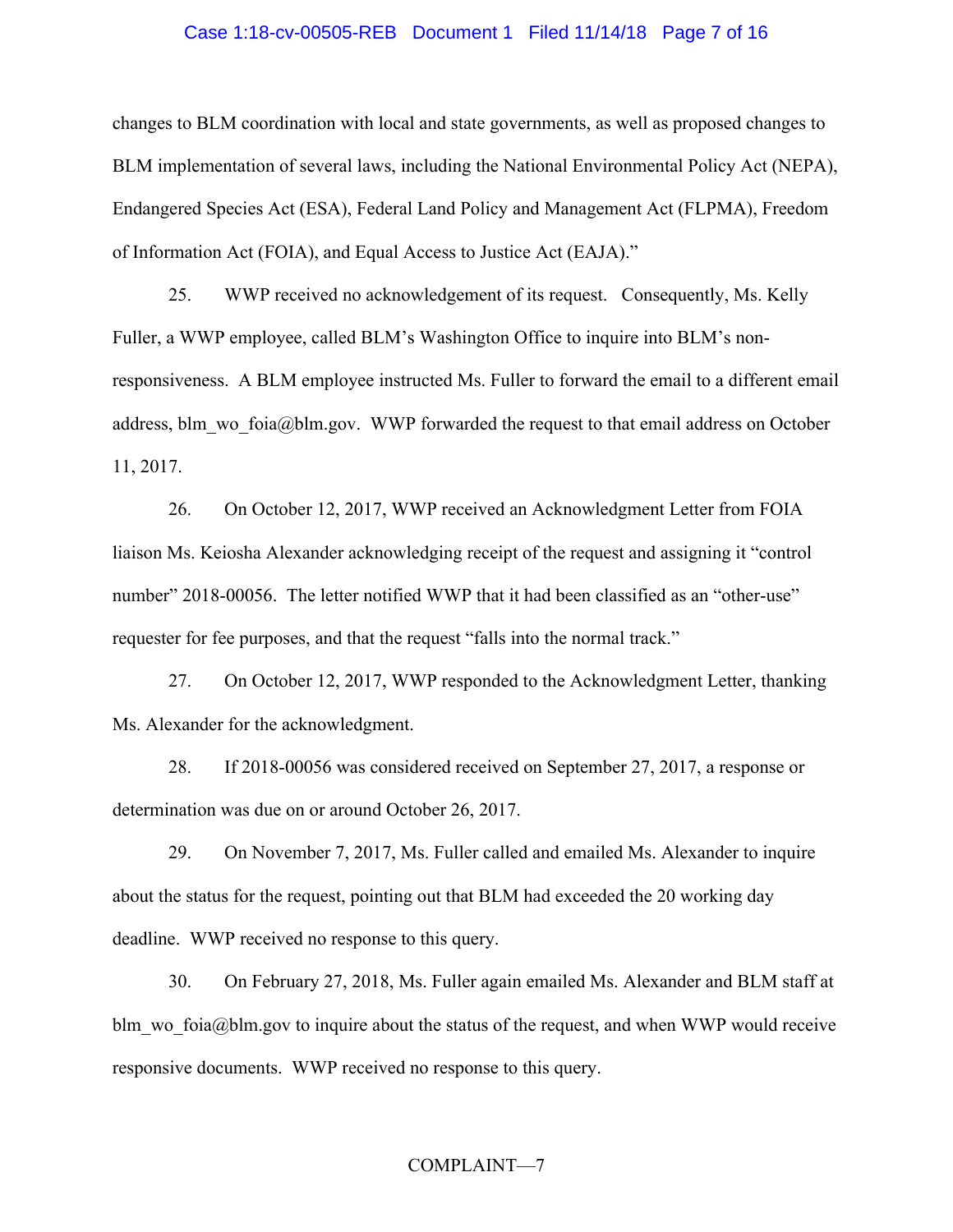changes to BLM coordination with local and state governments, as well as proposed changes to BLM implementation of several laws, including the National Environmental Policy Act (NEPA), Endangered Species Act (ESA), Federal Land Policy and Management Act (FLPMA), Freedom of Information Act (FOIA), and Equal Access to Justice Act (EAJA)."

25. WWP received no acknowledgement of its request. Consequently, Ms. Kelly Fuller, a WWP employee, called BLM's Washington Office to inquire into BLM's non-responsiveness. A BLM employee instructed Ms. Fuller to forward the email to a different email address, blm_wo_foia@blm.gov. WWP forwarded the request to that email address on October 11, 2017.

26. On October 12, 2017, WWP received an Acknowledgment Letter from FOIA liaison Ms. Keiosha Alexander acknowledging receipt of the request and assigning it "control number" 2018-00056. The letter notified WWP that it had been classified as an "other-use" requester for fee purposes, and that the request "falls into the normal track."

27. On October 12, 2017, WWP responded to the Acknowledgment Letter, thanking Ms. Alexander for the acknowledgment.

28. If 2018-00056 was considered received on September 27, 2017, a response or determination was due on or around October 26, 2017.

29. On November 7, 2017, Ms. Fuller called and emailed Ms. Alexander to inquire about the status for the request, pointing out that BLM had exceeded the 20 working day deadline. WWP received no response to this query.

30. On February 27, 2018, Ms. Fuller again emailed Ms. Alexander and BLM staff at blm_wo_foia@blm.gov to inquire about the status of the request, and when WWP would receive responsive documents. WWP received no response to this query.

COMPLAINT—7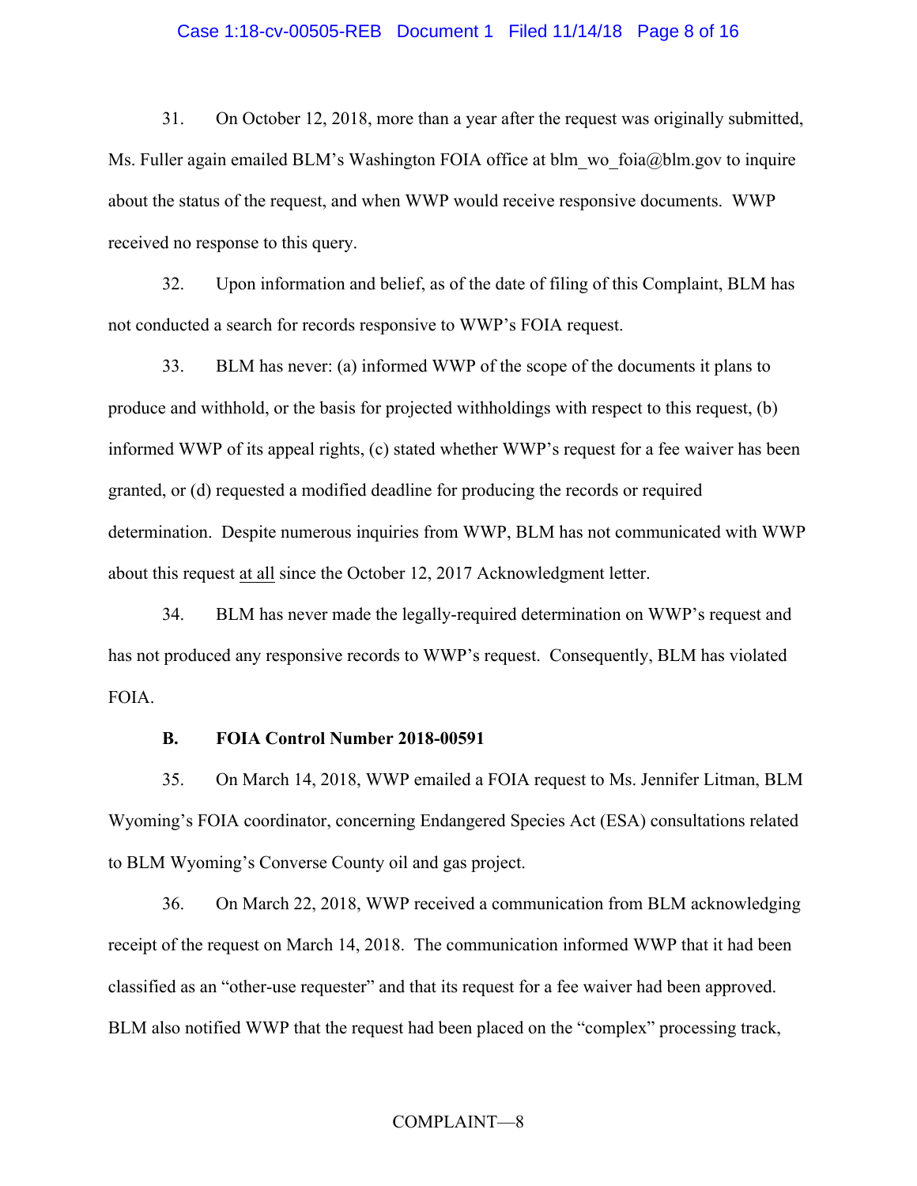31. On October 12, 2018, more than a year after the request was originally submitted, Ms. Fuller again emailed BLM's Washington FOIA office at blm_wo_foia@blm.gov to inquire about the status of the request, and when WWP would receive responsive documents. WWP received no response to this query.

32. Upon information and belief, as of the date of filing of this Complaint, BLM has not conducted a search for records responsive to WWP's FOIA request.

33. BLM has never: (a) informed WWP of the scope of the documents it plans to produce and withhold, or the basis for projected withholdings with respect to this request, (b) informed WWP of its appeal rights, (c) stated whether WWP's request for a fee waiver has been granted, or (d) requested a modified deadline for producing the records or required determination. Despite numerous inquiries from WWP, BLM has not communicated with WWP about this request at all since the October 12, 2017 Acknowledgment letter.

34. BLM has never made the legally-required determination on WWP's request and has not produced any responsive records to WWP's request. Consequently, BLM has violated FOIA.

**B. FOIA Control Number 2018-00591**

35. On March 14, 2018, WWP emailed a FOIA request to Ms. Jennifer Litman, BLM Wyoming's FOIA coordinator, concerning Endangered Species Act (ESA) consultations related to BLM Wyoming's Converse County oil and gas project.

36. On March 22, 2018, WWP received a communication from BLM acknowledging receipt of the request on March 14, 2018. The communication informed WWP that it had been classified as an "other-use requester" and that its request for a fee waiver had been approved. BLM also notified WWP that the request had been placed on the "complex" processing track,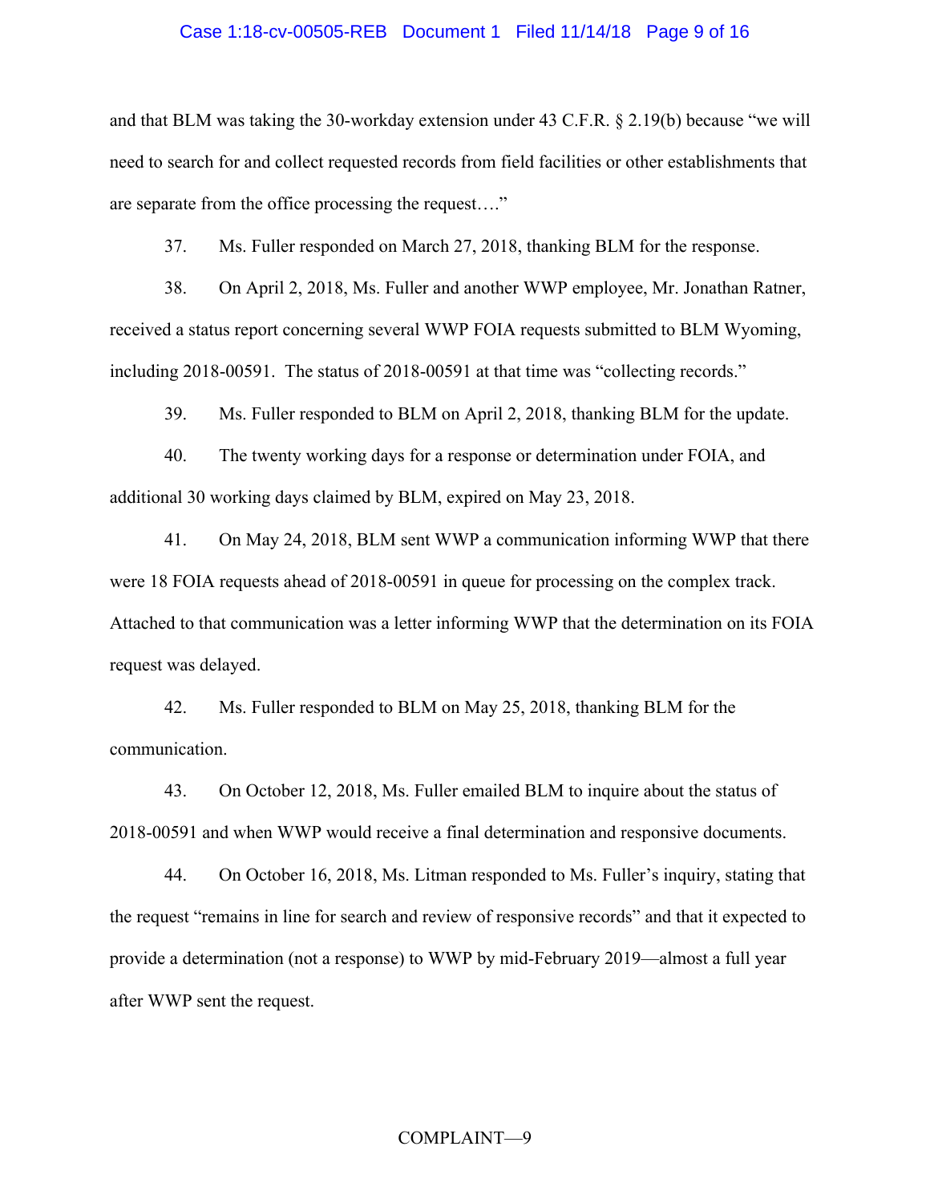and that BLM was taking the 30-workday extension under 43 C.F.R. § 2.19(b) because "we will need to search for and collect requested records from field facilities or other establishments that are separate from the office processing the request…."

37. Ms. Fuller responded on March 27, 2018, thanking BLM for the response.

38. On April 2, 2018, Ms. Fuller and another WWP employee, Mr. Jonathan Ratner, received a status report concerning several WWP FOIA requests submitted to BLM Wyoming, including 2018-00591. The status of 2018-00591 at that time was "collecting records."

39. Ms. Fuller responded to BLM on April 2, 2018, thanking BLM for the update.

40. The twenty working days for a response or determination under FOIA, and additional 30 working days claimed by BLM, expired on May 23, 2018.

41. On May 24, 2018, BLM sent WWP a communication informing WWP that there were 18 FOIA requests ahead of 2018-00591 in queue for processing on the complex track. Attached to that communication was a letter informing WWP that the determination on its FOIA request was delayed.

42. Ms. Fuller responded to BLM on May 25, 2018, thanking BLM for the communication.

43. On October 12, 2018, Ms. Fuller emailed BLM to inquire about the status of 2018-00591 and when WWP would receive a final determination and responsive documents.

44. On October 16, 2018, Ms. Litman responded to Ms. Fuller's inquiry, stating that the request "remains in line for search and review of responsive records" and that it expected to provide a determination (not a response) to WWP by mid-February 2019—almost a full year after WWP sent the request.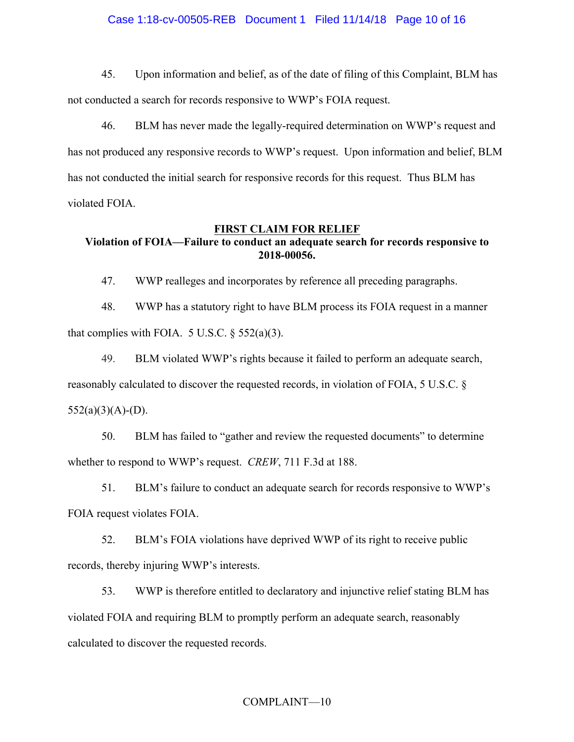45. Upon information and belief, as of the date of filing of this Complaint, BLM has not conducted a search for records responsive to WWP's FOIA request.

46. BLM has never made the legally-required determination on WWP's request and has not produced any responsive records to WWP's request. Upon information and belief, BLM has not conducted the initial search for responsive records for this request. Thus BLM has violated FOIA.

## <u>FIRST CLAIM FOR RELIEF</u>

### Violation of FOIA—Failure to conduct an adequate search for records responsive to 2018-00056.

47. WWP realleges and incorporates by reference all preceding paragraphs.

48. WWP has a statutory right to have BLM process its FOIA request in a manner that complies with FOIA. 5 U.S.C. § 552(a)(3).

49. BLM violated WWP's rights because it failed to perform an adequate search, reasonably calculated to discover the requested records, in violation of FOIA, 5 U.S.C. § 552(a)(3)(A)-(D).

50. BLM has failed to "gather and review the requested documents" to determine whether to respond to WWP's request. *CREW*, 711 F.3d at 188.

51. BLM's failure to conduct an adequate search for records responsive to WWP's FOIA request violates FOIA.

52. BLM's FOIA violations have deprived WWP of its right to receive public records, thereby injuring WWP's interests.

53. WWP is therefore entitled to declaratory and injunctive relief stating BLM has violated FOIA and requiring BLM to promptly perform an adequate search, reasonably calculated to discover the requested records.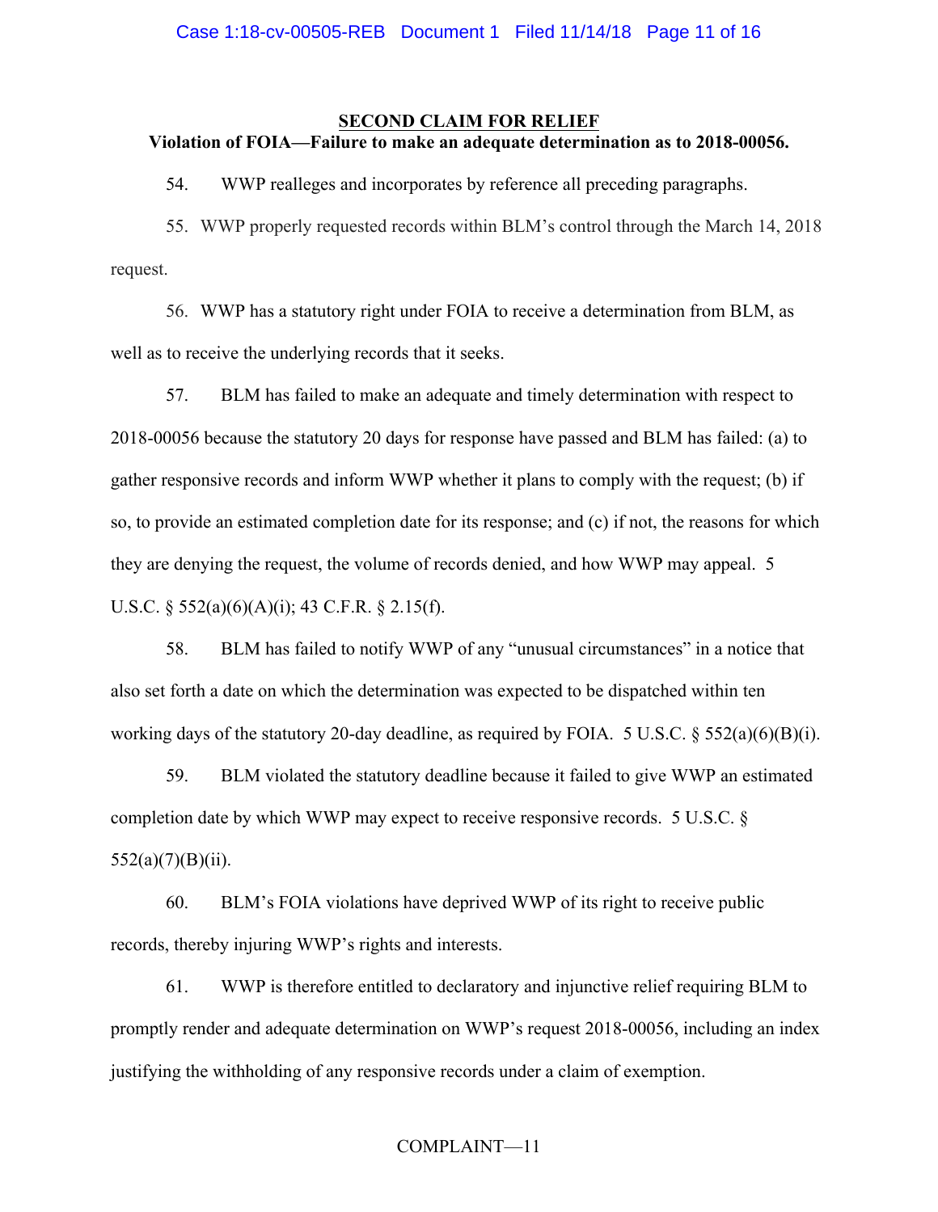## SECOND CLAIM FOR RELIEF

**Violation of FOIA—Failure to make an adequate determination as to 2018-00056.**

54. WWP realleges and incorporates by reference all preceding paragraphs.

55. WWP properly requested records within BLM's control through the March 14, 2018 request.

56. WWP has a statutory right under FOIA to receive a determination from BLM, as well as to receive the underlying records that it seeks.

57. BLM has failed to make an adequate and timely determination with respect to 2018-00056 because the statutory 20 days for response have passed and BLM has failed: (a) to gather responsive records and inform WWP whether it plans to comply with the request; (b) if so, to provide an estimated completion date for its response; and (c) if not, the reasons for which they are denying the request, the volume of records denied, and how WWP may appeal. 5 U.S.C. § 552(a)(6)(A)(i); 43 C.F.R. § 2.15(f).

58. BLM has failed to notify WWP of any "unusual circumstances" in a notice that also set forth a date on which the determination was expected to be dispatched within ten working days of the statutory 20-day deadline, as required by FOIA. 5 U.S.C. § 552(a)(6)(B)(i).

59. BLM violated the statutory deadline because it failed to give WWP an estimated completion date by which WWP may expect to receive responsive records. 5 U.S.C. § 552(a)(7)(B)(ii).

60. BLM's FOIA violations have deprived WWP of its right to receive public records, thereby injuring WWP's rights and interests.

61. WWP is therefore entitled to declaratory and injunctive relief requiring BLM to promptly render and adequate determination on WWP's request 2018-00056, including an index justifying the withholding of any responsive records under a claim of exemption.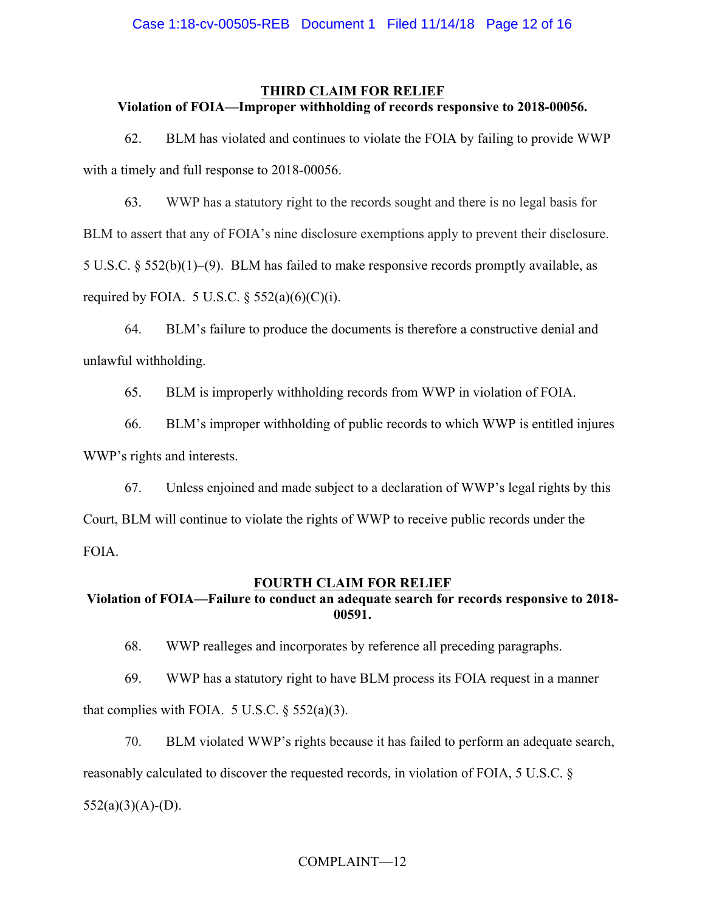## THIRD CLAIM FOR RELIEF

**Violation of FOIA—Improper withholding of records responsive to 2018-00056.**

62. BLM has violated and continues to violate the FOIA by failing to provide WWP with a timely and full response to 2018-00056.

63. WWP has a statutory right to the records sought and there is no legal basis for BLM to assert that any of FOIA's nine disclosure exemptions apply to prevent their disclosure. 5 U.S.C. § 552(b)(1)–(9). BLM has failed to make responsive records promptly available, as required by FOIA. 5 U.S.C. § 552(a)(6)(C)(i).

64. BLM's failure to produce the documents is therefore a constructive denial and unlawful withholding.

65. BLM is improperly withholding records from WWP in violation of FOIA.

66. BLM's improper withholding of public records to which WWP is entitled injures WWP's rights and interests.

67. Unless enjoined and made subject to a declaration of WWP's legal rights by this Court, BLM will continue to violate the rights of WWP to receive public records under the FOIA.

## FOURTH CLAIM FOR RELIEF

**Violation of FOIA—Failure to conduct an adequate search for records responsive to 2018-00591.**

68. WWP realleges and incorporates by reference all preceding paragraphs.

69. WWP has a statutory right to have BLM process its FOIA request in a manner that complies with FOIA. 5 U.S.C. § 552(a)(3).

70. BLM violated WWP's rights because it has failed to perform an adequate search, reasonably calculated to discover the requested records, in violation of FOIA, 5 U.S.C. § 552(a)(3)(A)-(D).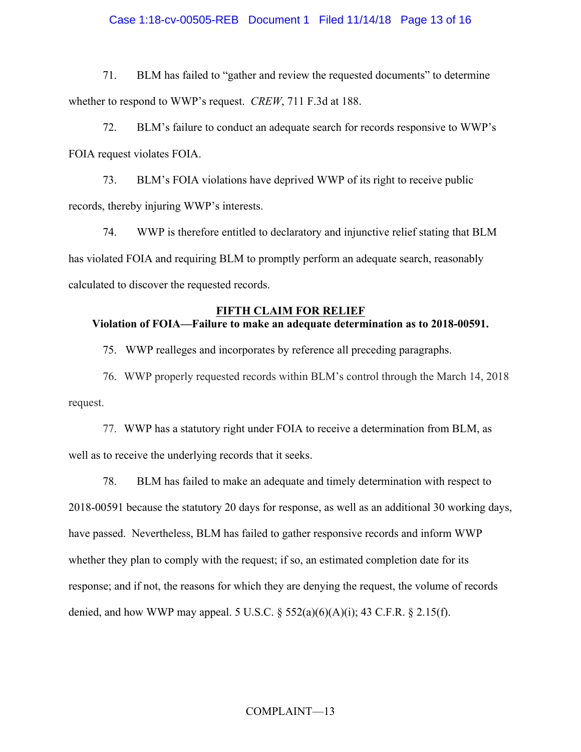71. BLM has failed to "gather and review the requested documents" to determine whether to respond to WWP's request. *CREW*, 711 F.3d at 188.

72. BLM's failure to conduct an adequate search for records responsive to WWP's FOIA request violates FOIA.

73. BLM's FOIA violations have deprived WWP of its right to receive public records, thereby injuring WWP's interests.

74. WWP is therefore entitled to declaratory and injunctive relief stating that BLM has violated FOIA and requiring BLM to promptly perform an adequate search, reasonably calculated to discover the requested records.

**FIFTH CLAIM FOR RELIEF**

**Violation of FOIA—Failure to make an adequate determination as to 2018-00591.**

75. WWP realleges and incorporates by reference all preceding paragraphs.

76. WWP properly requested records within BLM's control through the March 14, 2018 request.

77. WWP has a statutory right under FOIA to receive a determination from BLM, as well as to receive the underlying records that it seeks.

78. BLM has failed to make an adequate and timely determination with respect to 2018-00591 because the statutory 20 days for response, as well as an additional 30 working days, have passed. Nevertheless, BLM has failed to gather responsive records and inform WWP whether they plan to comply with the request; if so, an estimated completion date for its response; and if not, the reasons for which they are denying the request, the volume of records denied, and how WWP may appeal. 5 U.S.C. § 552(a)(6)(A)(i); 43 C.F.R. § 2.15(f).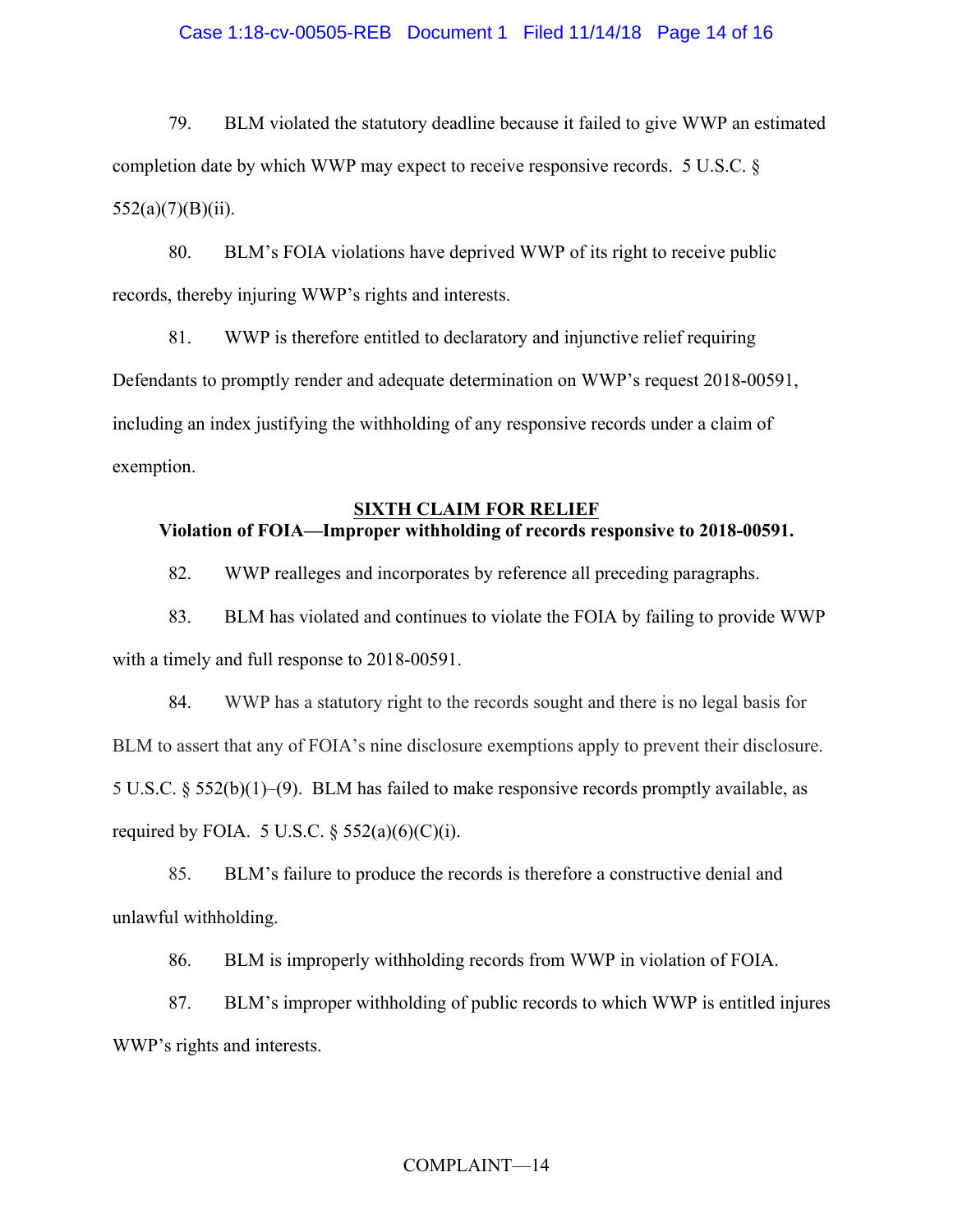79. BLM violated the statutory deadline because it failed to give WWP an estimated completion date by which WWP may expect to receive responsive records. 5 U.S.C. § 552(a)(7)(B)(ii).

80. BLM's FOIA violations have deprived WWP of its right to receive public records, thereby injuring WWP's rights and interests.

81. WWP is therefore entitled to declaratory and injunctive relief requiring Defendants to promptly render and adequate determination on WWP's request 2018-00591, including an index justifying the withholding of any responsive records under a claim of exemption.

## SIXTH CLAIM FOR RELIEF

**Violation of FOIA—Improper withholding of records responsive to 2018-00591.**

82. WWP realleges and incorporates by reference all preceding paragraphs.

83. BLM has violated and continues to violate the FOIA by failing to provide WWP with a timely and full response to 2018-00591.

84. WWP has a statutory right to the records sought and there is no legal basis for BLM to assert that any of FOIA's nine disclosure exemptions apply to prevent their disclosure. 5 U.S.C. § 552(b)(1)–(9). BLM has failed to make responsive records promptly available, as required by FOIA. 5 U.S.C. § 552(a)(6)(C)(i).

85. BLM's failure to produce the records is therefore a constructive denial and unlawful withholding.

86. BLM is improperly withholding records from WWP in violation of FOIA.

87. BLM's improper withholding of public records to which WWP is entitled injures WWP's rights and interests.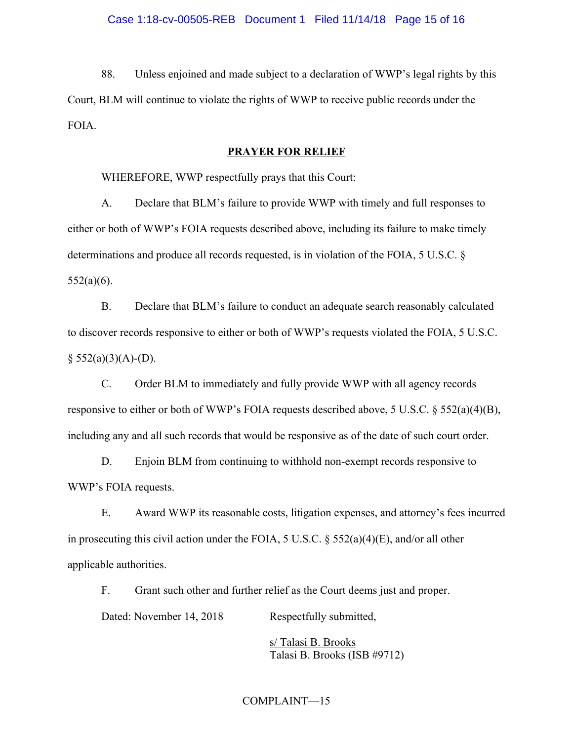88. Unless enjoined and made subject to a declaration of WWP's legal rights by this Court, BLM will continue to violate the rights of WWP to receive public records under the FOIA.

## PRAYER FOR RELIEF

WHEREFORE, WWP respectfully prays that this Court:

A. Declare that BLM's failure to provide WWP with timely and full responses to either or both of WWP's FOIA requests described above, including its failure to make timely determinations and produce all records requested, is in violation of the FOIA, 5 U.S.C. § 552(a)(6).

B. Declare that BLM's failure to conduct an adequate search reasonably calculated to discover records responsive to either or both of WWP's requests violated the FOIA, 5 U.S.C. § 552(a)(3)(A)-(D).

C. Order BLM to immediately and fully provide WWP with all agency records responsive to either or both of WWP's FOIA requests described above, 5 U.S.C. § 552(a)(4)(B), including any and all such records that would be responsive as of the date of such court order.

D. Enjoin BLM from continuing to withhold non-exempt records responsive to WWP's FOIA requests.

E. Award WWP its reasonable costs, litigation expenses, and attorney's fees incurred in prosecuting this civil action under the FOIA, 5 U.S.C. § 552(a)(4)(E), and/or all other applicable authorities.

F. Grant such other and further relief as the Court deems just and proper.

Dated: November 14, 2018

Respectfully submitted,

s/ Talasi B. Brooks
Talasi B. Brooks (ISB #9712)

COMPLAINT—15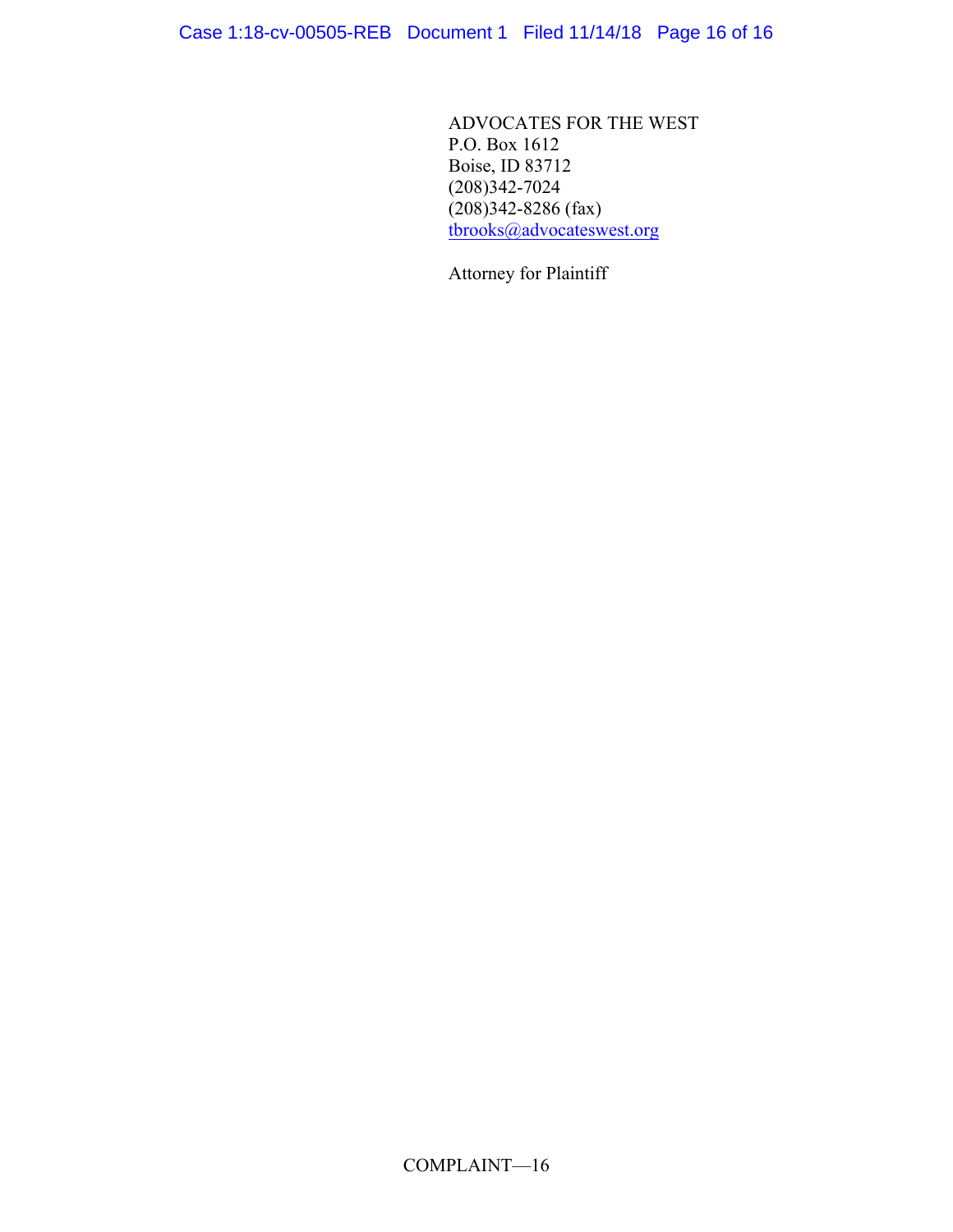ADVOCATES FOR THE WEST
P.O. Box 1612
Boise, ID 83712
(208)342-7024
(208)342-8286 (fax)
tbrooks@advocateswest.org

Attorney for Plaintiff